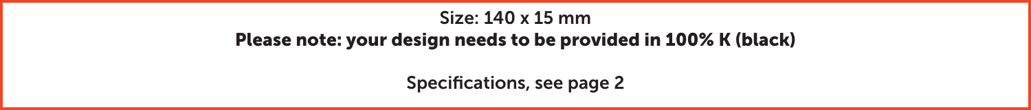Size: 140 x 15 mm

**Please note: your design needs to be provided in 100% K (black)**

Specifications, see page 2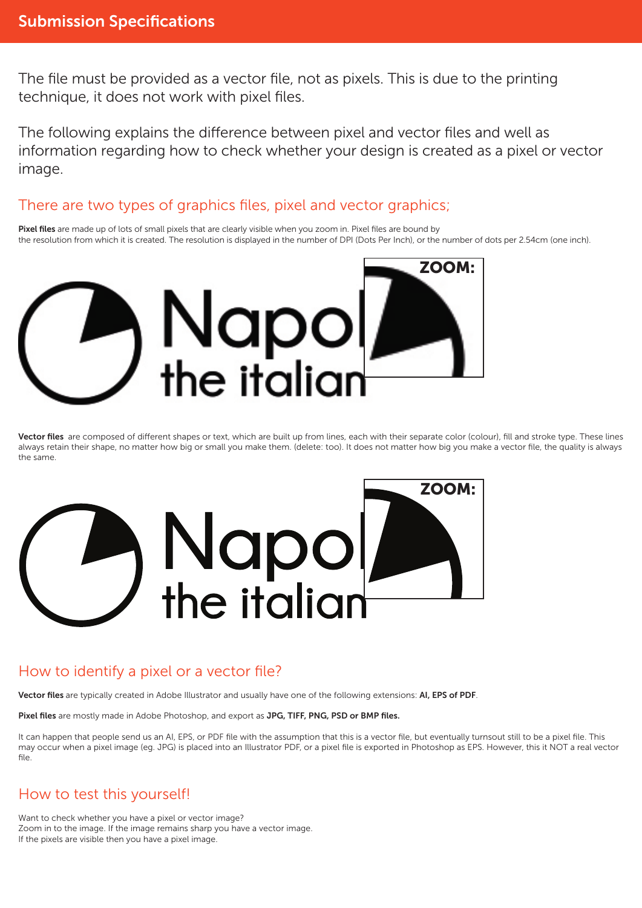# Submission Specifications

The file must be provided as a vector file, not as pixels. This is due to the printing technique, it does not work with pixel files.

The following explains the difference between pixel and vector files and well as information regarding how to check whether your design is created as a pixel or vector image.

## There are two types of graphics files, pixel and vector graphics;

**Pixel files** are made up of lots of small pixels that are clearly visible when you zoom in. Pixel files are bound by the resolution from which it is created. The resolution is displayed in the number of DPI (Dots Per Inch), or the number of dots per 2.54cm (one inch).

ZOOM:

Napol
the italian

**Vector files** are composed of different shapes or text, which are built up from lines, each with their separate color (colour), fill and stroke type. These lines always retain their shape, no matter how big or small you make them. (delete: too). It does not matter how big you make a vector file, the quality is always the same.

ZOOM:

Napol
the italian

## How to identify a pixel or a vector file?

**Vector files** are typically created in Adobe Illustrator and usually have one of the following extensions: **AI, EPS of PDF**.

**Pixel files** are mostly made in Adobe Photoshop, and export as **JPG, TIFF, PNG, PSD or BMP files.**

It can happen that people send us an AI, EPS, or PDF file with the assumption that this is a vector file, but eventually turnsout still to be a pixel file. This may occur when a pixel image (eg. JPG) is placed into an Illustrator PDF, or a pixel file is exported in Photoshop as EPS. However, this it NOT a real vector file.

## How to test this yourself!

Want to check whether you have a pixel or vector image?
Zoom in to the image. If the image remains sharp you have a vector image.
If the pixels are visible then you have a pixel image.